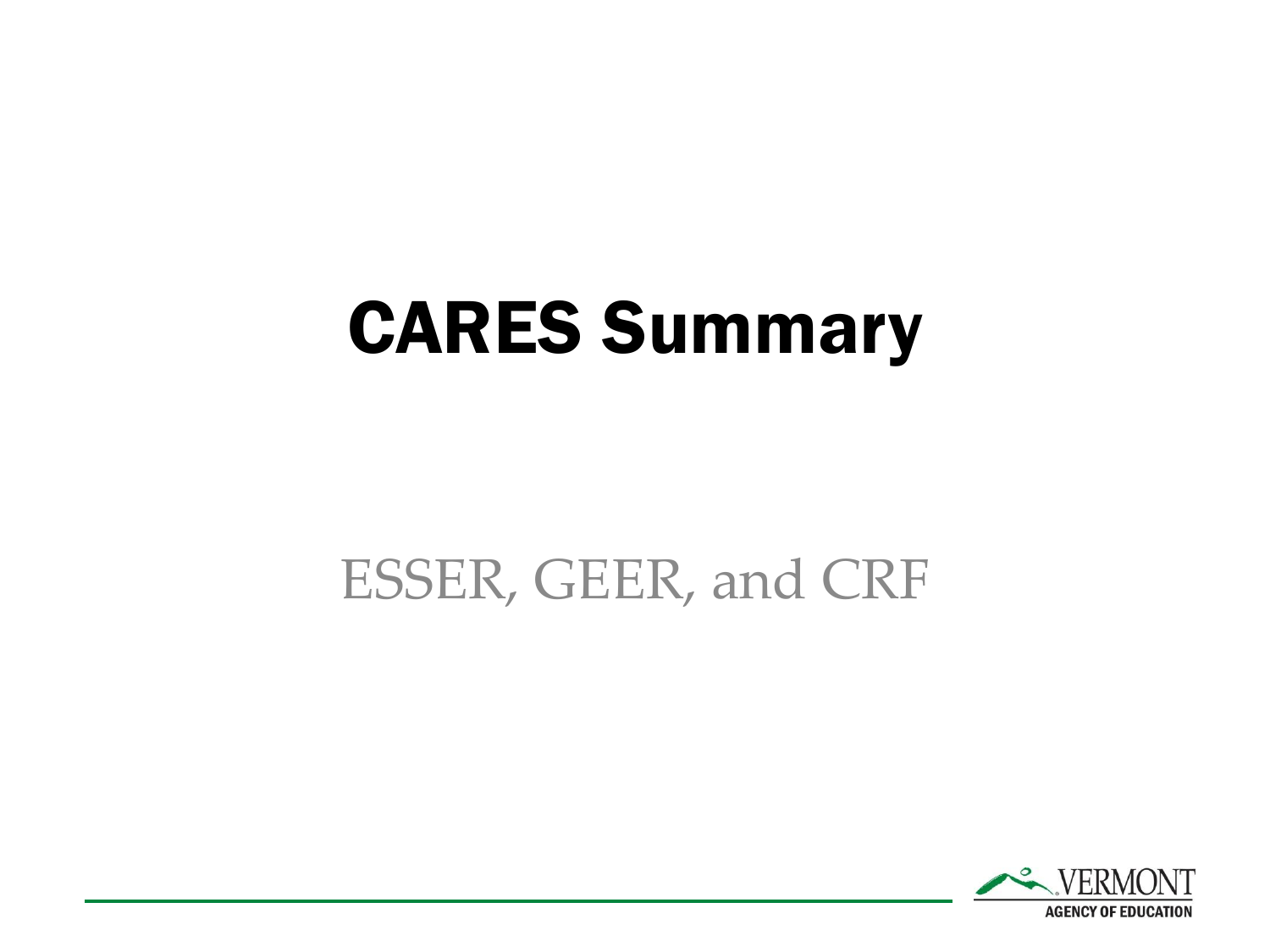# CARES Summary

ESSER, GEER, and CRF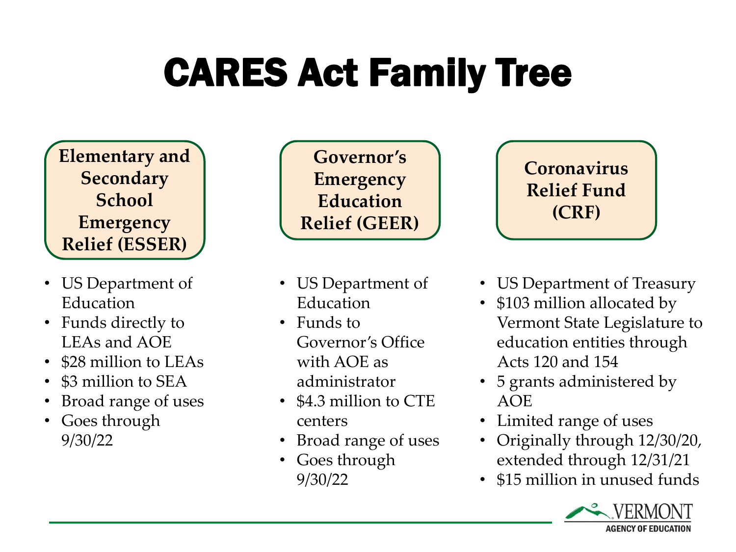# CARES Act Family Tree

## Elementary and Secondary School Emergency Relief (ESSER)

- US Department of Education
- Funds directly to LEAs and AOE
- $28 million to LEAs
- $3 million to SEA
- Broad range of uses
- Goes through 9/30/22

## Governor's Emergency Education Relief (GEER)

- US Department of Education
- Funds to Governor's Office with AOE as administrator
- $4.3 million to CTE centers
- Broad range of uses
- Goes through 9/30/22

## Coronavirus Relief Fund (CRF)

- US Department of Treasury
- $103 million allocated by Vermont State Legislature to education entities through Acts 120 and 154
- 5 grants administered by AOE
- Limited range of uses
- Originally through 12/30/20, extended through 12/31/21
- $15 million in unused funds

VERMONT AGENCY OF EDUCATION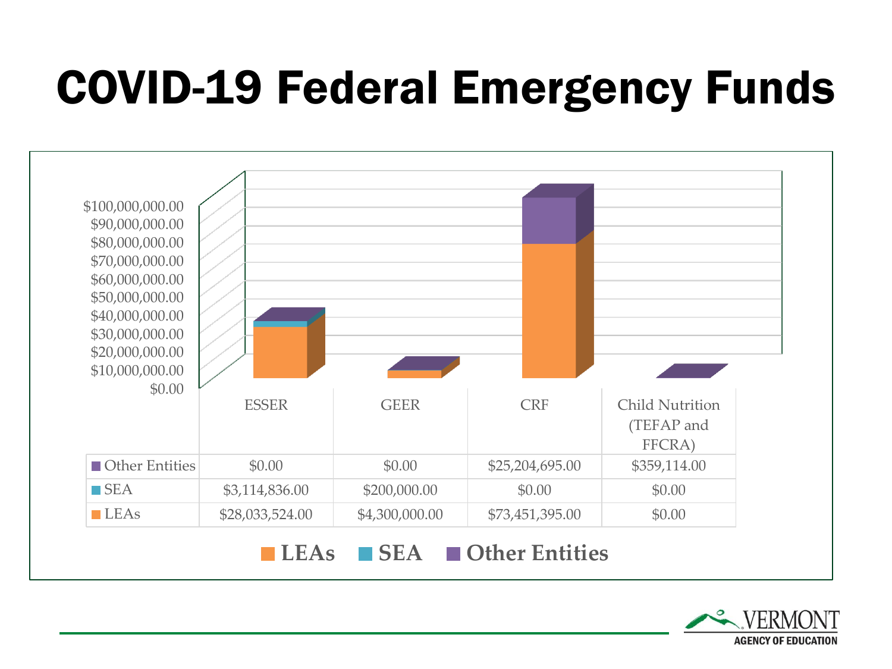# COVID-19 Federal Emergency Funds

| | ESSER | GEER | CRF | Child Nutrition (TEFAP and FFCRA) |
|---|---|---|---|---|
| Other Entities | $0.00 | $0.00 | $25,204,695.00 | $359,114.00 |
| SEA | $3,114,836.00 | $200,000.00 | $0.00 | $0.00 |
| LEAs | $28,033,524.00 | $4,300,000.00 | $73,451,395.00 | $0.00 |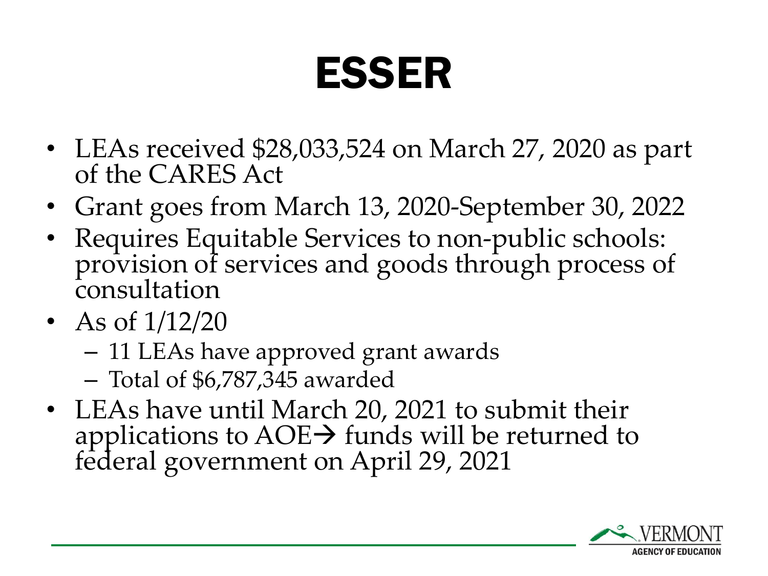# ESSER

- LEAs received $28,033,524 on March 27, 2020 as part of the CARES Act
- Grant goes from March 13, 2020-September 30, 2022
- Requires Equitable Services to non-public schools: provision of services and goods through process of consultation
- As of 1/12/20
  - 11 LEAs have approved grant awards
  - Total of $6,787,345 awarded
- LEAs have until March 20, 2021 to submit their applications to AOE→ funds will be returned to federal government on April 29, 2021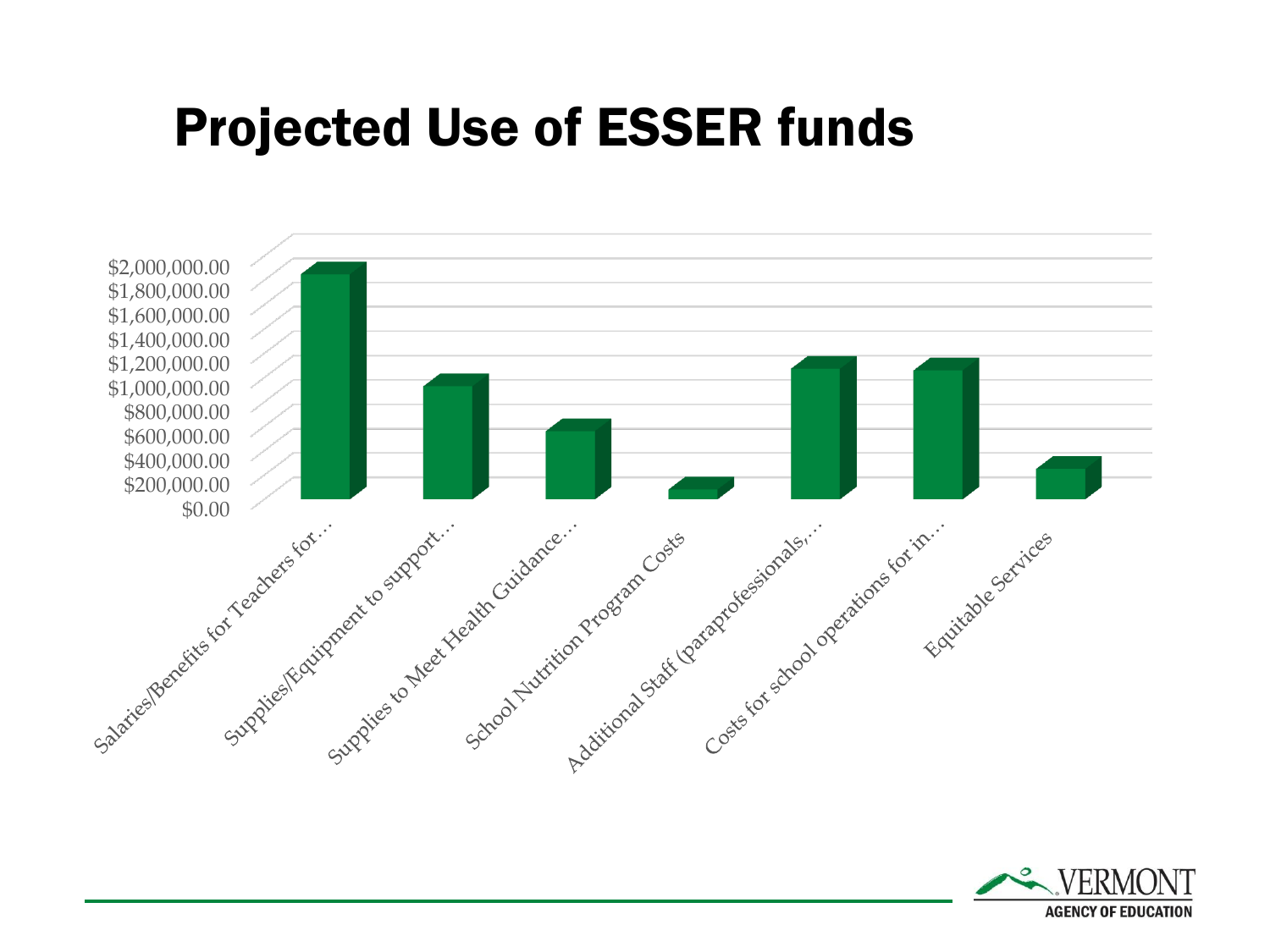# Projected Use of ESSER funds

$2,000,000.00
$1,800,000.00
$1,600,000.00
$1,400,000.00
$1,200,000.00
$1,000,000.00
$800,000.00
$600,000.00
$400,000.00
$200,000.00
$0.00

Salaries/Benefits for Teachers for…
Supplies/Equipment to support…
Supplies to Meet Health Guidance…
School Nutrition Program Costs
Additional Staff (paraprofessionals,…
Costs for school operations for in…
Equitable Services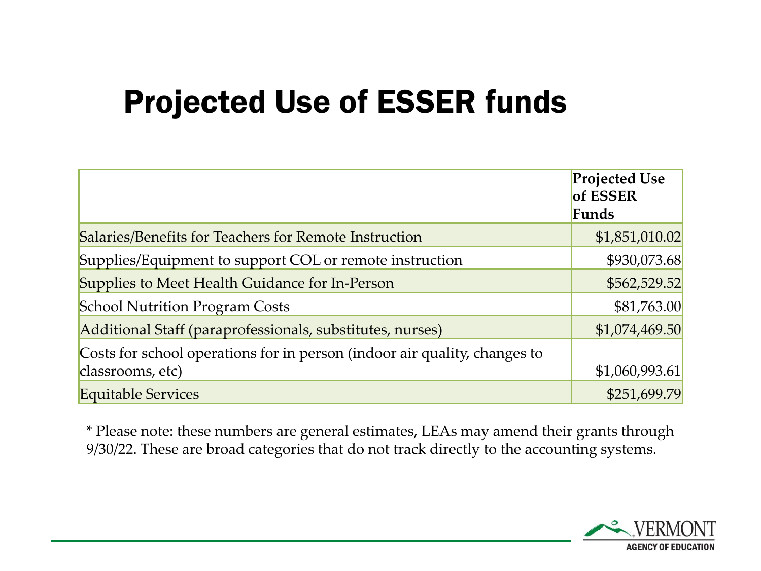# Projected Use of ESSER funds

| | Projected Use of ESSER Funds |
|---|---|
| Salaries/Benefits for Teachers for Remote Instruction | $1,851,010.02 |
| Supplies/Equipment to support COL or remote instruction | $930,073.68 |
| Supplies to Meet Health Guidance for In-Person | $562,529.52 |
| School Nutrition Program Costs | $81,763.00 |
| Additional Staff (paraprofessionals, substitutes, nurses) | $1,074,469.50 |
| Costs for school operations for in person (indoor air quality, changes to classrooms, etc) | $1,060,993.61 |
| Equitable Services | $251,699.79 |

* Please note: these numbers are general estimates, LEAs may amend their grants through 9/30/22. These are broad categories that do not track directly to the accounting systems.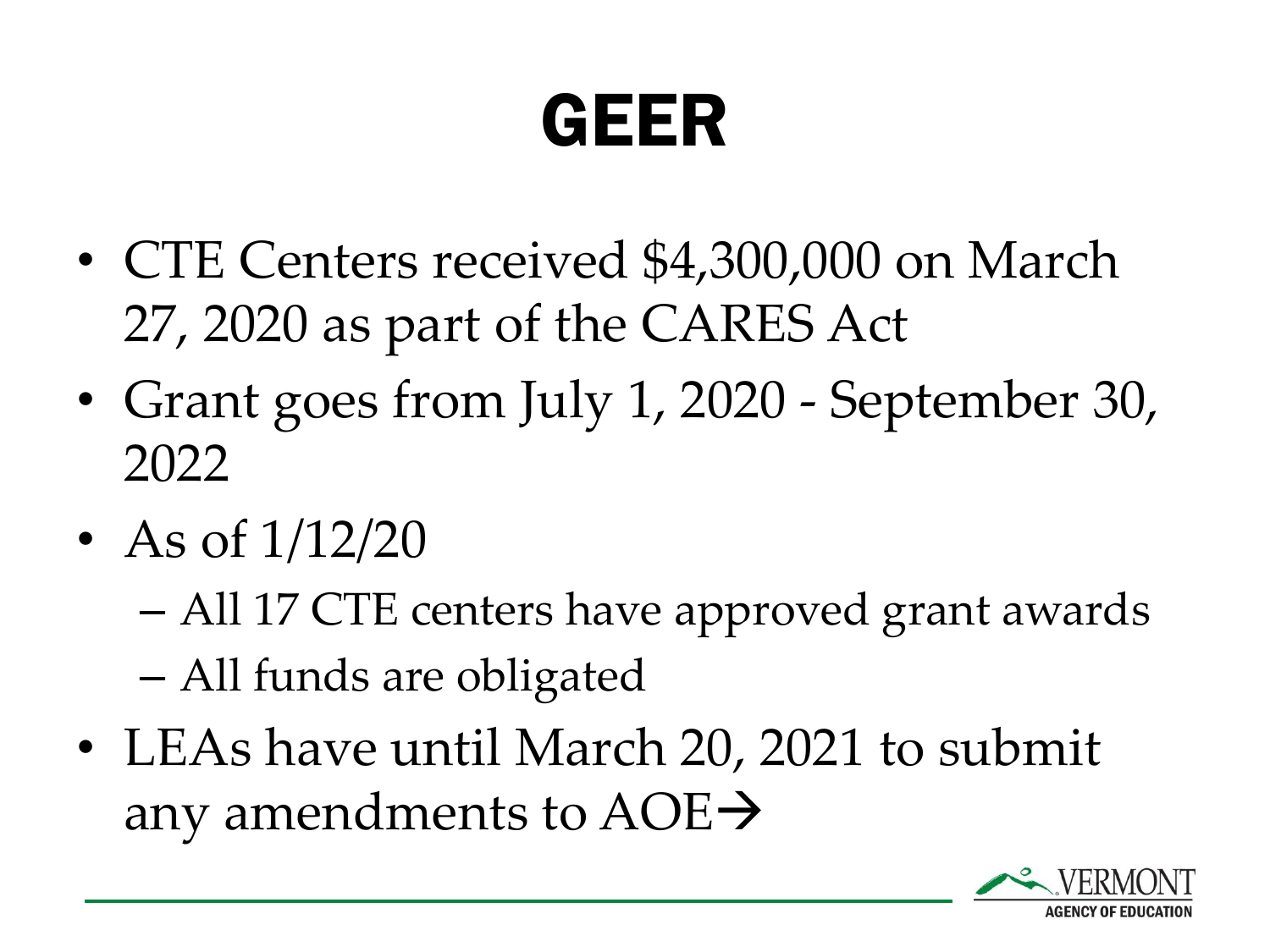# GEER

- CTE Centers received $4,300,000 on March 27, 2020 as part of the CARES Act
- Grant goes from July 1, 2020 - September 30, 2022
- As of 1/12/20
  - All 17 CTE centers have approved grant awards
  - All funds are obligated
- LEAs have until March 20, 2021 to submit any amendments to AOE→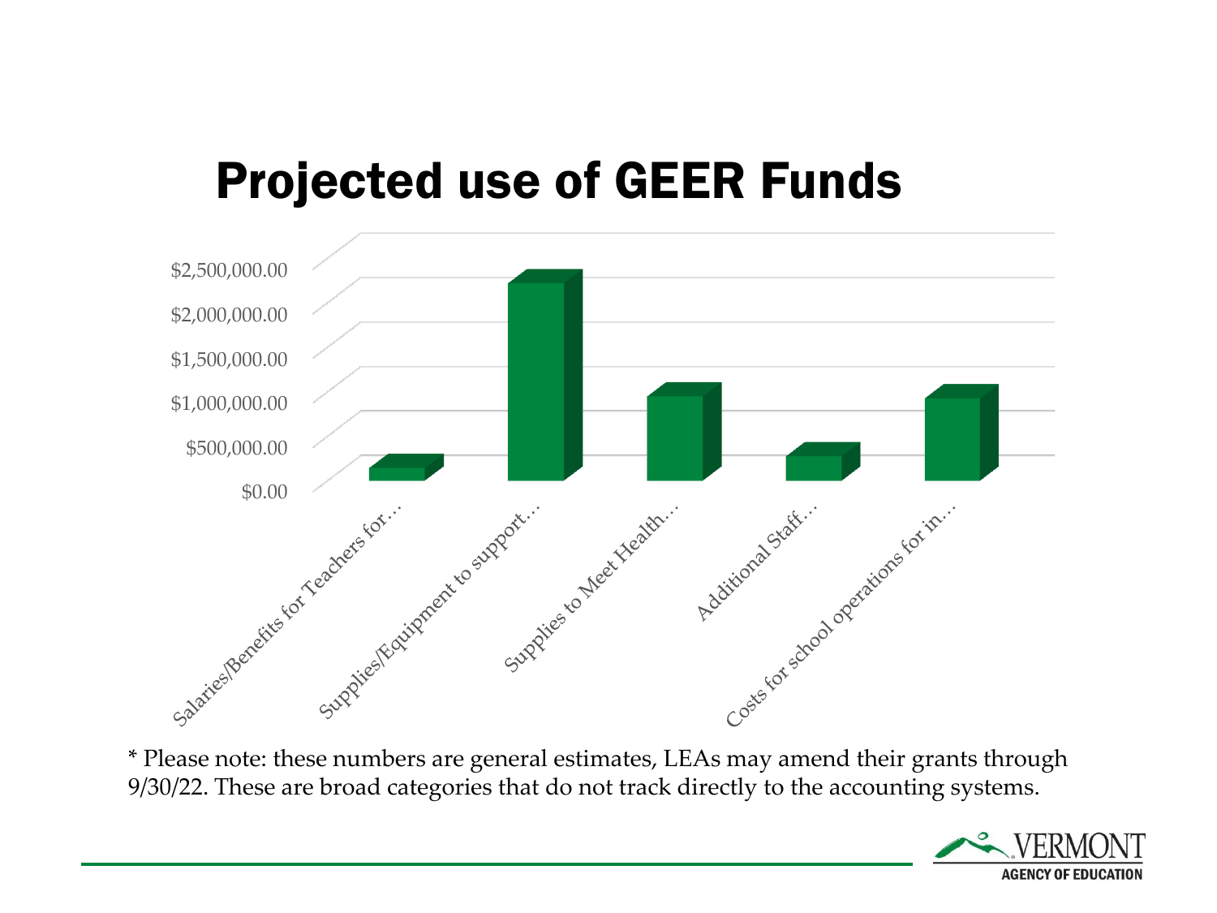# Projected use of GEER Funds

$2,500,000.00
$2,000,000.00
$1,500,000.00
$1,000,000.00
$500,000.00
$0.00

Salaries/Benefits for Teachers for…
Supplies/Equipment to support…
Supplies to Meet Health…
Additional Staff…
Costs for school operations for in…

* Please note: these numbers are general estimates, LEAs may amend their grants through 9/30/22. These are broad categories that do not track directly to the accounting systems.

VERMONT AGENCY OF EDUCATION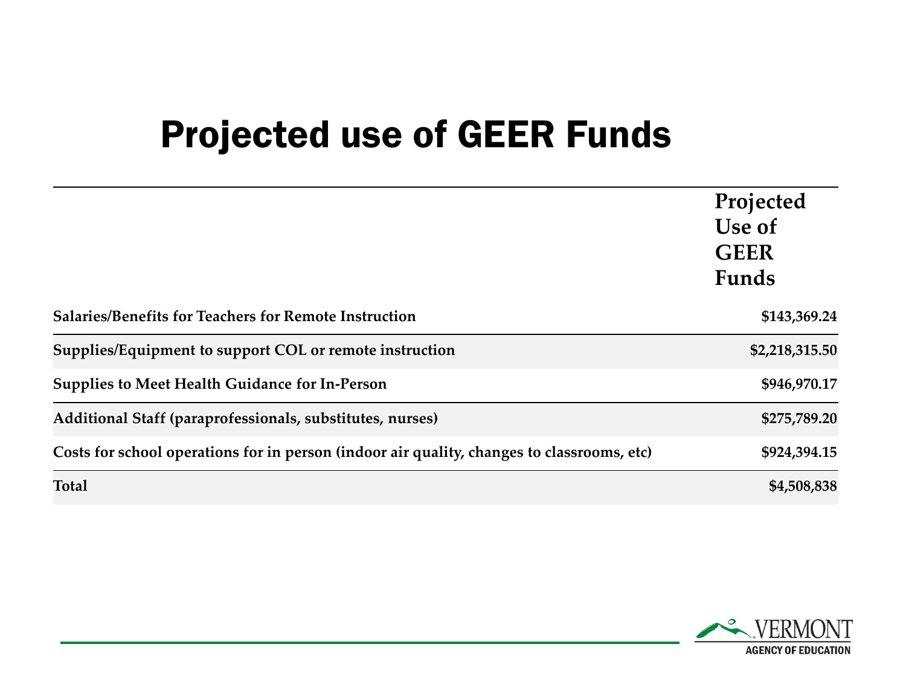# Projected use of GEER Funds

| | Projected Use of GEER Funds |
|---|---|
| **Salaries/Benefits for Teachers for Remote Instruction** | **$143,369.24** |
| **Supplies/Equipment to support COL or remote instruction** | **$2,218,315.50** |
| **Supplies to Meet Health Guidance for In-Person** | **$946,970.17** |
| **Additional Staff (paraprofessionals, substitutes, nurses)** | **$275,789.20** |
| **Costs for school operations for in person (indoor air quality, changes to classrooms, etc)** | **$924,394.15** |
| **Total** | **$4,508,838** |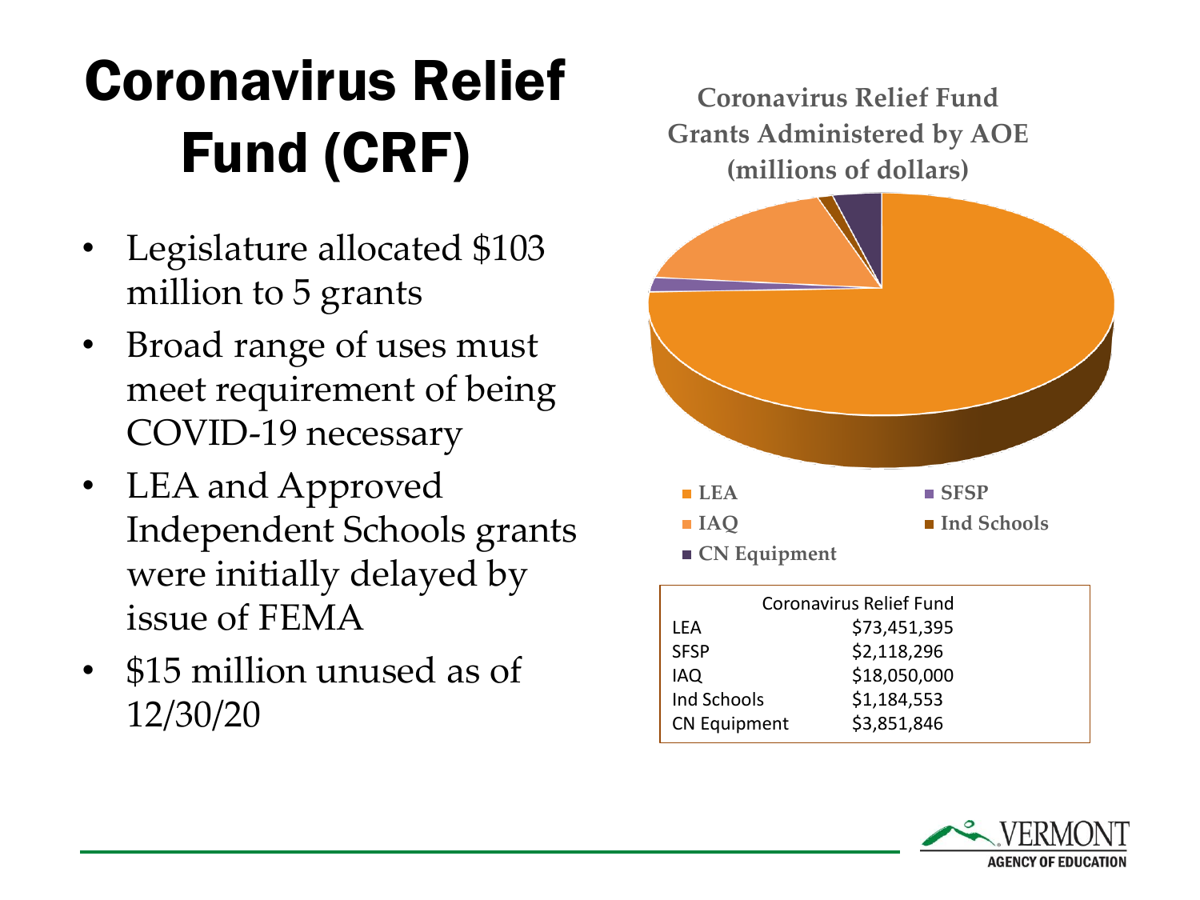# Coronavirus Relief Fund (CRF)

- Legislature allocated $103 million to 5 grants
- Broad range of uses must meet requirement of being COVID-19 necessary
- LEA and Approved Independent Schools grants were initially delayed by issue of FEMA
- $15 million unused as of 12/30/20

**Coronavirus Relief Fund Grants Administered by AOE (millions of dollars)**

- LEA
- SFSP
- IAQ
- Ind Schools
- CN Equipment

| Coronavirus Relief Fund | |
|---|---|
| LEA | $73,451,395 |
| SFSP | $2,118,296 |
| IAQ | $18,050,000 |
| Ind Schools | $1,184,553 |
| CN Equipment | $3,851,846 |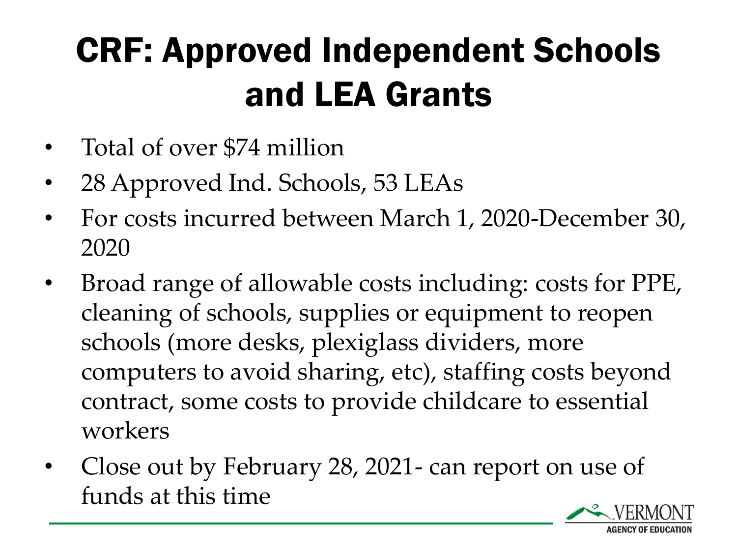# CRF: Approved Independent Schools and LEA Grants

- Total of over $74 million
- 28 Approved Ind. Schools, 53 LEAs
- For costs incurred between March 1, 2020-December 30, 2020
- Broad range of allowable costs including: costs for PPE, cleaning of schools, supplies or equipment to reopen schools (more desks, plexiglass dividers, more computers to avoid sharing, etc), staffing costs beyond contract, some costs to provide childcare to essential workers
- Close out by February 28, 2021- can report on use of funds at this time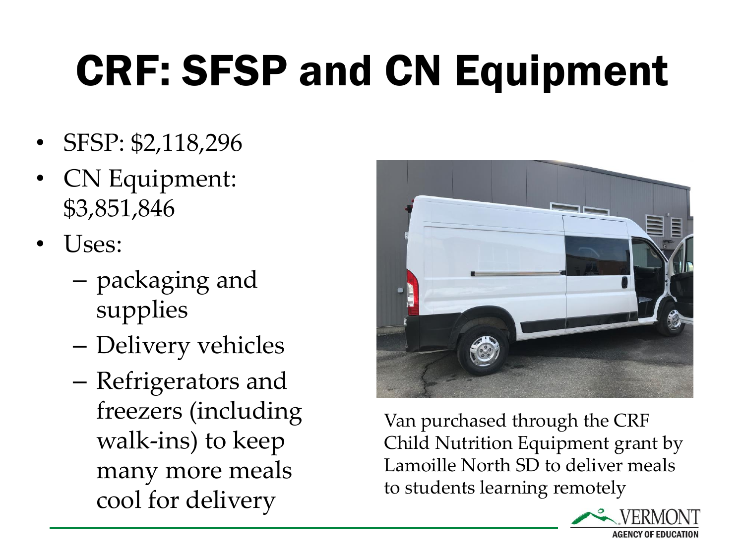# CRF: SFSP and CN Equipment

- SFSP: $2,118,296
- CN Equipment: $3,851,846
- Uses:
  - packaging and supplies
  - Delivery vehicles
  - Refrigerators and freezers (including walk-ins) to keep many more meals cool for delivery

Van purchased through the CRF Child Nutrition Equipment grant by Lamoille North SD to deliver meals to students learning remotely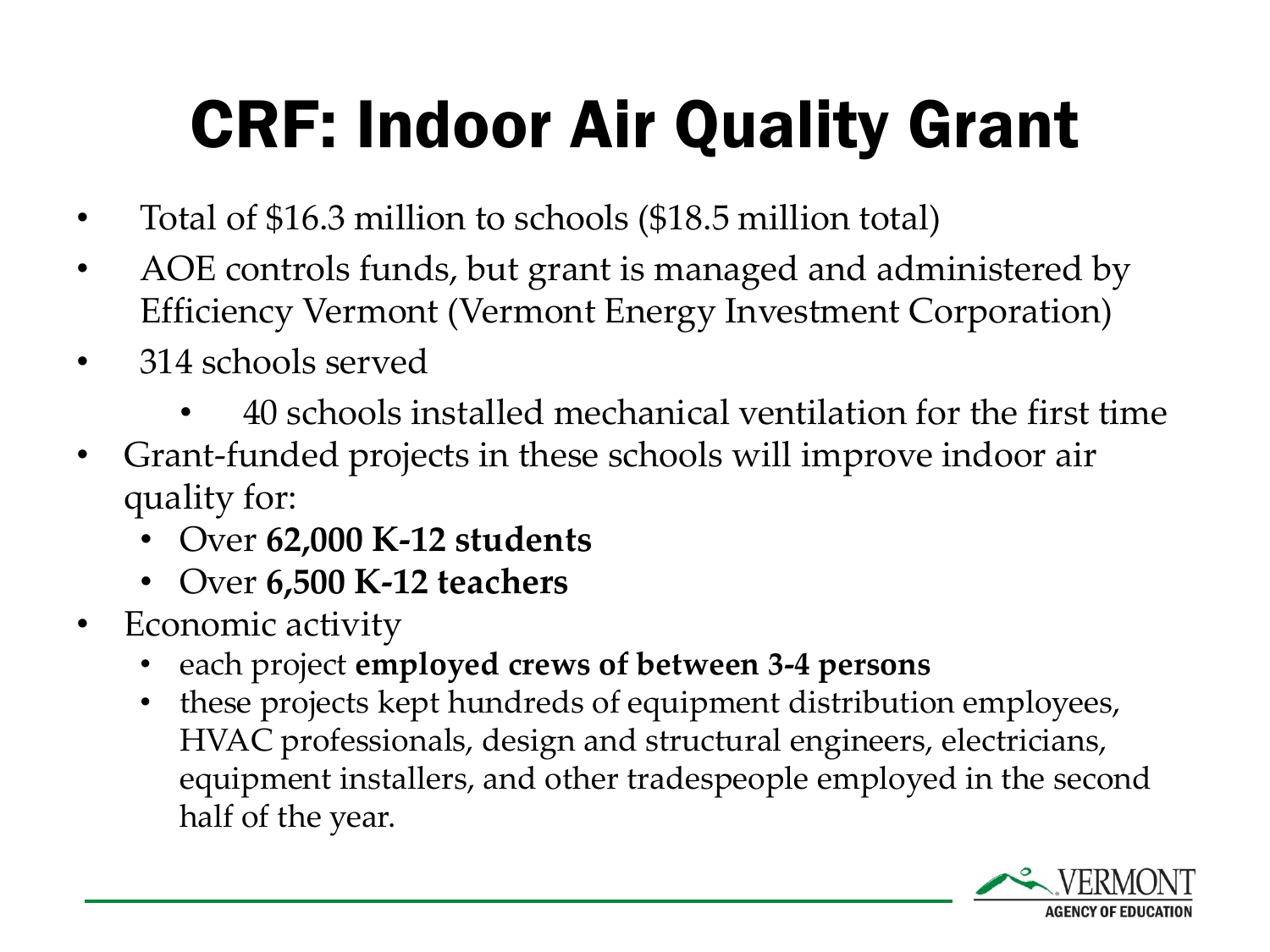# CRF: Indoor Air Quality Grant

- Total of $16.3 million to schools ($18.5 million total)
- AOE controls funds, but grant is managed and administered by Efficiency Vermont (Vermont Energy Investment Corporation)
- 314 schools served
  - 40 schools installed mechanical ventilation for the first time
- Grant-funded projects in these schools will improve indoor air quality for:
  - Over **62,000 K-12 students**
  - Over **6,500 K-12 teachers**
- Economic activity
  - each project **employed crews of between 3-4 persons**
  - these projects kept hundreds of equipment distribution employees, HVAC professionals, design and structural engineers, electricians, equipment installers, and other tradespeople employed in the second half of the year.

VERMONT AGENCY OF EDUCATION